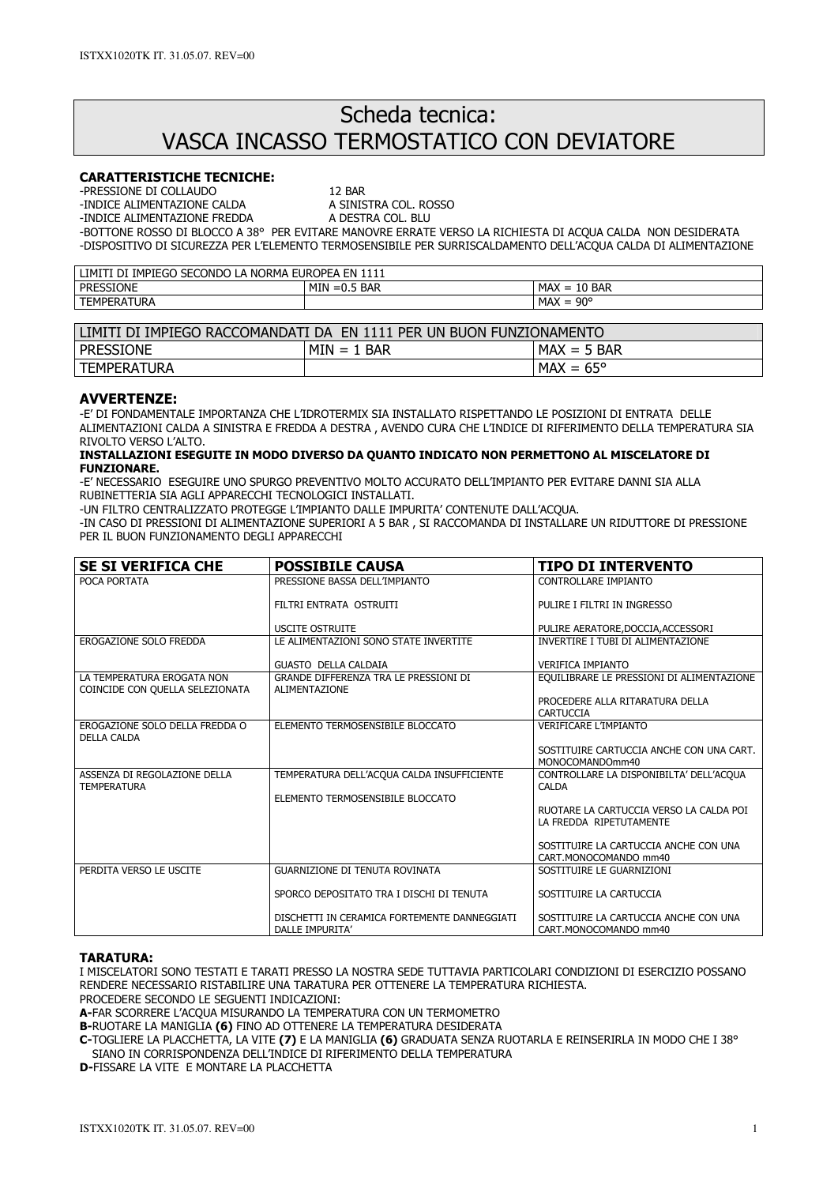# Scheda tecnica:
# VASCA INCASSO TERMOSTATICO CON DEVIATORE

**CARATTERISTICHE TECNICHE:**

-PRESSIONE DI COLLAUDO 12 BAR
-INDICE ALIMENTAZIONE CALDA A SINISTRA COL. ROSSO
-INDICE ALIMENTAZIONE FREDDA A DESTRA COL. BLU
-BOTTONE ROSSO DI BLOCCO A 38° PER EVITARE MANOVRE ERRATE VERSO LA RICHIESTA DI ACQUA CALDA NON DESIDERATA
-DISPOSITIVO DI SICUREZZA PER L'ELEMENTO TERMOSENSIBILE PER SURRISCALDAMENTO DELL'ACQUA CALDA DI ALIMENTAZIONE

| LIMITI DI IMPIEGO SECONDO LA NORMA EUROPEA EN 1111 | | |
|---|---|---|
| PRESSIONE | MIN =0.5 BAR | MAX = 10 BAR |
| TEMPERATURA | | MAX = 90° |

| LIMITI DI IMPIEGO RACCOMANDATI DA EN 1111 PER UN BUON FUNZIONAMENTO | | |
|---|---|---|
| PRESSIONE | MIN = 1 BAR | MAX = 5 BAR |
| TEMPERATURA | | MAX = 65° |

**AVVERTENZE:**

-E' DI FONDAMENTALE IMPORTANZA CHE L'IDROTERMIX SIA INSTALLATO RISPETTANDO LE POSIZIONI DI ENTRATA DELLE ALIMENTAZIONI CALDA A SINISTRA E FREDDA A DESTRA , AVENDO CURA CHE L'INDICE DI RIFERIMENTO DELLA TEMPERATURA SIA RIVOLTO VERSO L'ALTO.

**INSTALLAZIONI ESEGUITE IN MODO DIVERSO DA QUANTO INDICATO NON PERMETTONO AL MISCELATORE DI FUNZIONARE.**

-E' NECESSARIO ESEGUIRE UNO SPURGO PREVENTIVO MOLTO ACCURATO DELL'IMPIANTO PER EVITARE DANNI SIA ALLA RUBINETTERIA SIA AGLI APPARECCHI TECNOLOGICI INSTALLATI.
-UN FILTRO CENTRALIZZATO PROTEGGE L'IMPIANTO DALLE IMPURITA' CONTENUTE DALL'ACQUA.
-IN CASO DI PRESSIONI DI ALIMENTAZIONE SUPERIORI A 5 BAR , SI RACCOMANDA DI INSTALLARE UN RIDUTTORE DI PRESSIONE PER IL BUON FUNZIONAMENTO DEGLI APPARECCHI

| SE SI VERIFICA CHE | POSSIBILE CAUSA | TIPO DI INTERVENTO |
|---|---|---|
| POCA PORTATA | PRESSIONE BASSA DELL'IMPIANTO | CONTROLLARE IMPIANTO |
| | FILTRI ENTRATA OSTRUITI | PULIRE I FILTRI IN INGRESSO |
| | USCITE OSTRUITE | PULIRE AERATORE,DOCCIA,ACCESSORI |
| EROGAZIONE SOLO FREDDA | LE ALIMENTAZIONI SONO STATE INVERTITE | INVERTIRE I TUBI DI ALIMENTAZIONE |
| | GUASTO DELLA CALDAIA | VERIFICA IMPIANTO |
| LA TEMPERATURA EROGATA NON COINCIDE CON QUELLA SELEZIONATA | GRANDE DIFFERENZA TRA LE PRESSIONI DI ALIMENTAZIONE | EQUILIBRARE LE PRESSIONI DI ALIMENTAZIONE |
| | | PROCEDERE ALLA RITARATURA DELLA CARTUCCIA |
| EROGAZIONE SOLO DELLA FREDDA O DELLA CALDA | ELEMENTO TERMOSENSIBILE BLOCCATO | VERIFICARE L'IMPIANTO |
| | | SOSTITUIRE CARTUCCIA ANCHE CON UNA CART. MONOCOMANDOmm40 |
| ASSENZA DI REGOLAZIONE DELLA TEMPERATURA | TEMPERATURA DELL'ACQUA CALDA INSUFFICIENTE | CONTROLLARE LA DISPONIBILTA' DELL'ACQUA CALDA |
| | ELEMENTO TERMOSENSIBILE BLOCCATO | RUOTARE LA CARTUCCIA VERSO LA CALDA POI LA FREDDA RIPETUTAMENTE |
| | | SOSTITUIRE LA CARTUCCIA ANCHE CON UNA CART.MONOCOMANDO mm40 |
| PERDITA VERSO LE USCITE | GUARNIZIONE DI TENUTA ROVINATA | SOSTITUIRE LE GUARNIZIONI |
| | SPORCO DEPOSITATO TRA I DISCHI DI TENUTA | SOSTITUIRE LA CARTUCCIA |
| | DISCHETTI IN CERAMICA FORTEMENTE DANNEGGIATI DALLE IMPURITA' | SOSTITUIRE LA CARTUCCIA ANCHE CON UNA CART.MONOCOMANDO mm40 |

**TARATURA:**

I MISCELATORI SONO TESTATI E TARATI PRESSO LA NOSTRA SEDE TUTTAVIA PARTICOLARI CONDIZIONI DI ESERCIZIO POSSANO RENDERE NECESSARIO RISTABILIRE UNA TARATURA PER OTTENERE LA TEMPERATURA RICHIESTA.
PROCEDERE SECONDO LE SEGUENTI INDICAZIONI:

**A-**FAR SCORRERE L'ACQUA MISURANDO LA TEMPERATURA CON UN TERMOMETRO
**B-**RUOTARE LA MANIGLIA **(6)** FINO AD OTTENERE LA TEMPERATURA DESIDERATA
**C-**TOGLIERE LA PLACCHETTA, LA VITE **(7)** E LA MANIGLIA **(6)** GRADUATA SENZA RUOTARLA E REINSERIRLA IN MODO CHE I 38° SIANO IN CORRISPONDENZA DELL'INDICE DI RIFERIMENTO DELLA TEMPERATURA
**D-**FISSARE LA VITE E MONTARE LA PLACCHETTA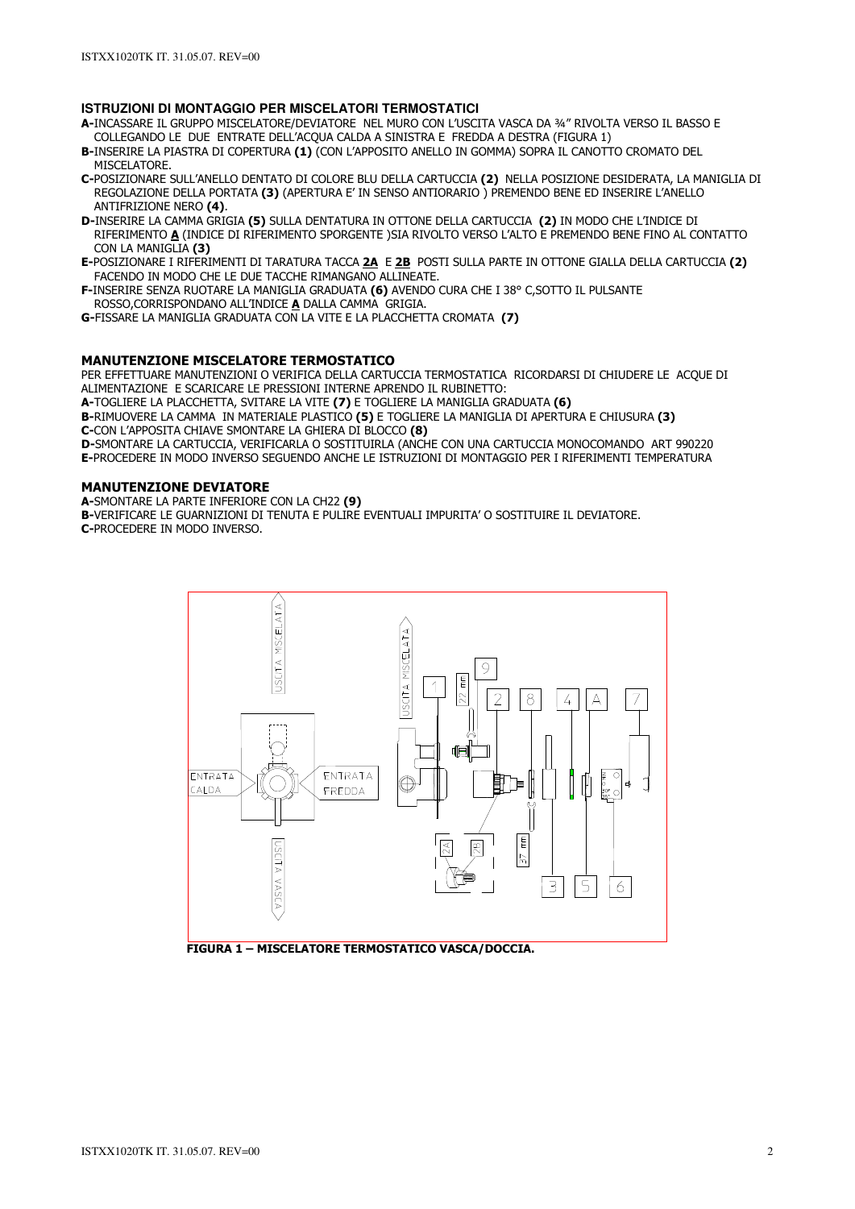## ISTRUZIONI DI MONTAGGIO PER MISCELATORI TERMOSTATICI

**A-**INCASSARE IL GRUPPO MISCELATORE/DEVIATORE NEL MURO CON L'USCITA VASCA DA ¾" RIVOLTA VERSO IL BASSO E COLLEGANDO LE DUE ENTRATE DELL'ACQUA CALDA A SINISTRA E FREDDA A DESTRA (FIGURA 1)

**B-**INSERIRE LA PIASTRA DI COPERTURA **(1)** (CON L'APPOSITO ANELLO IN GOMMA) SOPRA IL CANOTTO CROMATO DEL MISCELATORE.

**C-**POSIZIONARE SULL'ANELLO DENTATO DI COLORE BLU DELLA CARTUCCIA **(2)** NELLA POSIZIONE DESIDERATA, LA MANIGLIA DI REGOLAZIONE DELLA PORTATA **(3)** (APERTURA E' IN SENSO ANTIORARIO ) PREMENDO BENE ED INSERIRE L'ANELLO ANTIFRIZIONE NERO **(4)**.

**D-**INSERIRE LA CAMMA GRIGIA **(5)** SULLA DENTATURA IN OTTONE DELLA CARTUCCIA **(2)** IN MODO CHE L'INDICE DI RIFERIMENTO **A** (INDICE DI RIFERIMENTO SPORGENTE )SIA RIVOLTO VERSO L'ALTO E PREMENDO BENE FINO AL CONTATTO CON LA MANIGLIA **(3)**

**E-**POSIZIONARE I RIFERIMENTI DI TARATURA TACCA **2A** E **2B** POSTI SULLA PARTE IN OTTONE GIALLA DELLA CARTUCCIA **(2)** FACENDO IN MODO CHE LE DUE TACCHE RIMANGANO ALLINEATE.

**F-**INSERIRE SENZA RUOTARE LA MANIGLIA GRADUATA **(6)** AVENDO CURA CHE I 38° C,SOTTO IL PULSANTE ROSSO,CORRISPONDANO ALL'INDICE **A** DALLA CAMMA GRIGIA.

**G-**FISSARE LA MANIGLIA GRADUATA CON LA VITE E LA PLACCHETTA CROMATA **(7)**

## MANUTENZIONE MISCELATORE TERMOSTATICO

PER EFFETTUARE MANUTENZIONI O VERIFICA DELLA CARTUCCIA TERMOSTATICA RICORDARSI DI CHIUDERE LE ACQUE DI ALIMENTAZIONE E SCARICARE LE PRESSIONI INTERNE APRENDO IL RUBINETTO:

**A-**TOGLIERE LA PLACCHETTA, SVITARE LA VITE **(7)** E TOGLIERE LA MANIGLIA GRADUATA **(6)**

**B-**RIMUOVERE LA CAMMA IN MATERIALE PLASTICO **(5)** E TOGLIERE LA MANIGLIA DI APERTURA E CHIUSURA **(3)**

**C-**CON L'APPOSITA CHIAVE SMONTARE LA GHIERA DI BLOCCO **(8)**

**D-**SMONTARE LA CARTUCCIA, VERIFICARLA O SOSTITUIRLA (ANCHE CON UNA CARTUCCIA MONOCOMANDO ART 990220

**E-**PROCEDERE IN MODO INVERSO SEGUENDO ANCHE LE ISTRUZIONI DI MONTAGGIO PER I RIFERIMENTI TEMPERATURA

## MANUTENZIONE DEVIATORE

**A-**SMONTARE LA PARTE INFERIORE CON LA CH22 **(9)**

**B-**VERIFICARE LE GUARNIZIONI DI TENUTA E PULIRE EVENTUALI IMPURITA' O SOSTITUIRE IL DEVIATORE.

**C-**PROCEDERE IN MODO INVERSO.

USCITA MISCELATA

ENTRATA CALDA

ENTRATA FREDDA

USCITA VASCA

USCITA MISCELATA

1 2 8 4 A 7 9

22 mm

37 mm

2A 2B

3 5 6

**FIGURA 1 – MISCELATORE TERMOSTATICO VASCA/DOCCIA.**